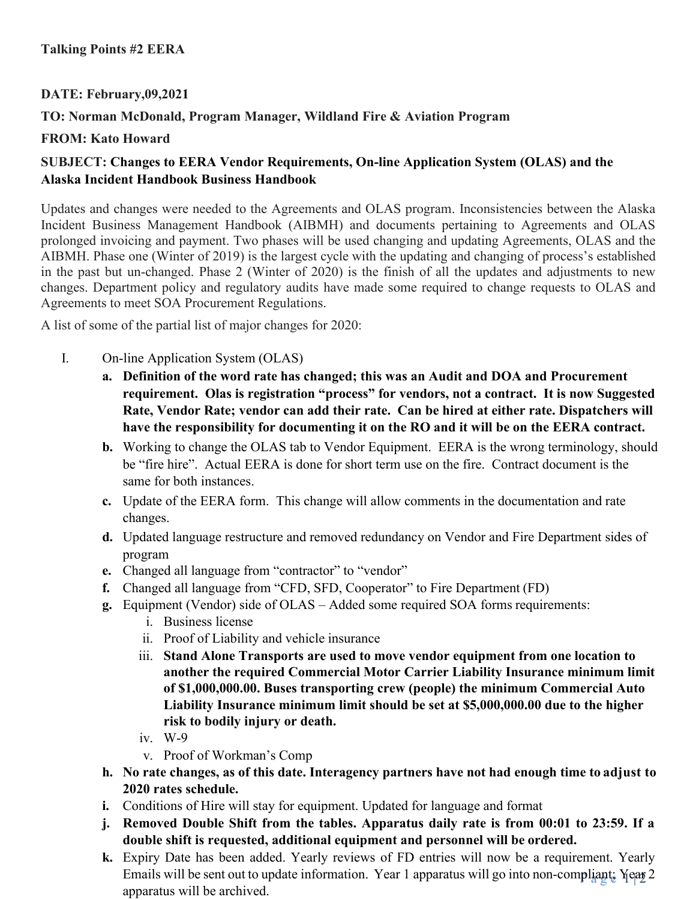**Talking Points #2 EERA**

**DATE: February,09,2021**

**TO: Norman McDonald, Program Manager, Wildland Fire & Aviation Program**

**FROM: Kato Howard**

**SUBJECT: Changes to EERA Vendor Requirements, On-line Application System (OLAS) and the Alaska Incident Handbook Business Handbook**

Updates and changes were needed to the Agreements and OLAS program. Inconsistencies between the Alaska Incident Business Management Handbook (AIBMH) and documents pertaining to Agreements and OLAS prolonged invoicing and payment. Two phases will be used changing and updating Agreements, OLAS and the AIBMH. Phase one (Winter of 2019) is the largest cycle with the updating and changing of process's established in the past but un-changed. Phase 2 (Winter of 2020) is the finish of all the updates and adjustments to new changes. Department policy and regulatory audits have made some required to change requests to OLAS and Agreements to meet SOA Procurement Regulations.

A list of some of the partial list of major changes for 2020:

I. On-line Application System (OLAS)
   a. **Definition of the word rate has changed; this was an Audit and DOA and Procurement requirement. Olas is registration "process" for vendors, not a contract. It is now Suggested Rate, Vendor Rate; vendor can add their rate. Can be hired at either rate. Dispatchers will have the responsibility for documenting it on the RO and it will be on the EERA contract.**
   b. Working to change the OLAS tab to Vendor Equipment. EERA is the wrong terminology, should be "fire hire". Actual EERA is done for short term use on the fire. Contract document is the same for both instances.
   c. Update of the EERA form. This change will allow comments in the documentation and rate changes.
   d. Updated language restructure and removed redundancy on Vendor and Fire Department sides of program
   e. Changed all language from "contractor" to "vendor"
   f. Changed all language from "CFD, SFD, Cooperator" to Fire Department (FD)
   g. Equipment (Vendor) side of OLAS – Added some required SOA forms requirements:
      i. Business license
      ii. Proof of Liability and vehicle insurance
      iii. **Stand Alone Transports are used to move vendor equipment from one location to another the required Commercial Motor Carrier Liability Insurance minimum limit of $1,000,000.00. Buses transporting crew (people) the minimum Commercial Auto Liability Insurance minimum limit should be set at $5,000,000.00 due to the higher risk to bodily injury or death.**
      iv. W-9
      v. Proof of Workman's Comp
   h. **No rate changes, as of this date. Interagency partners have not had enough time to adjust to 2020 rates schedule.**
   i. Conditions of Hire will stay for equipment. Updated for language and format
   j. **Removed Double Shift from the tables. Apparatus daily rate is from 00:01 to 23:59. If a double shift is requested, additional equipment and personnel will be ordered.**
   k. Expiry Date has been added. Yearly reviews of FD entries will now be a requirement. Yearly Emails will be sent out to update information. Year 1 apparatus will go into non-compliant; Year 2 apparatus will be archived.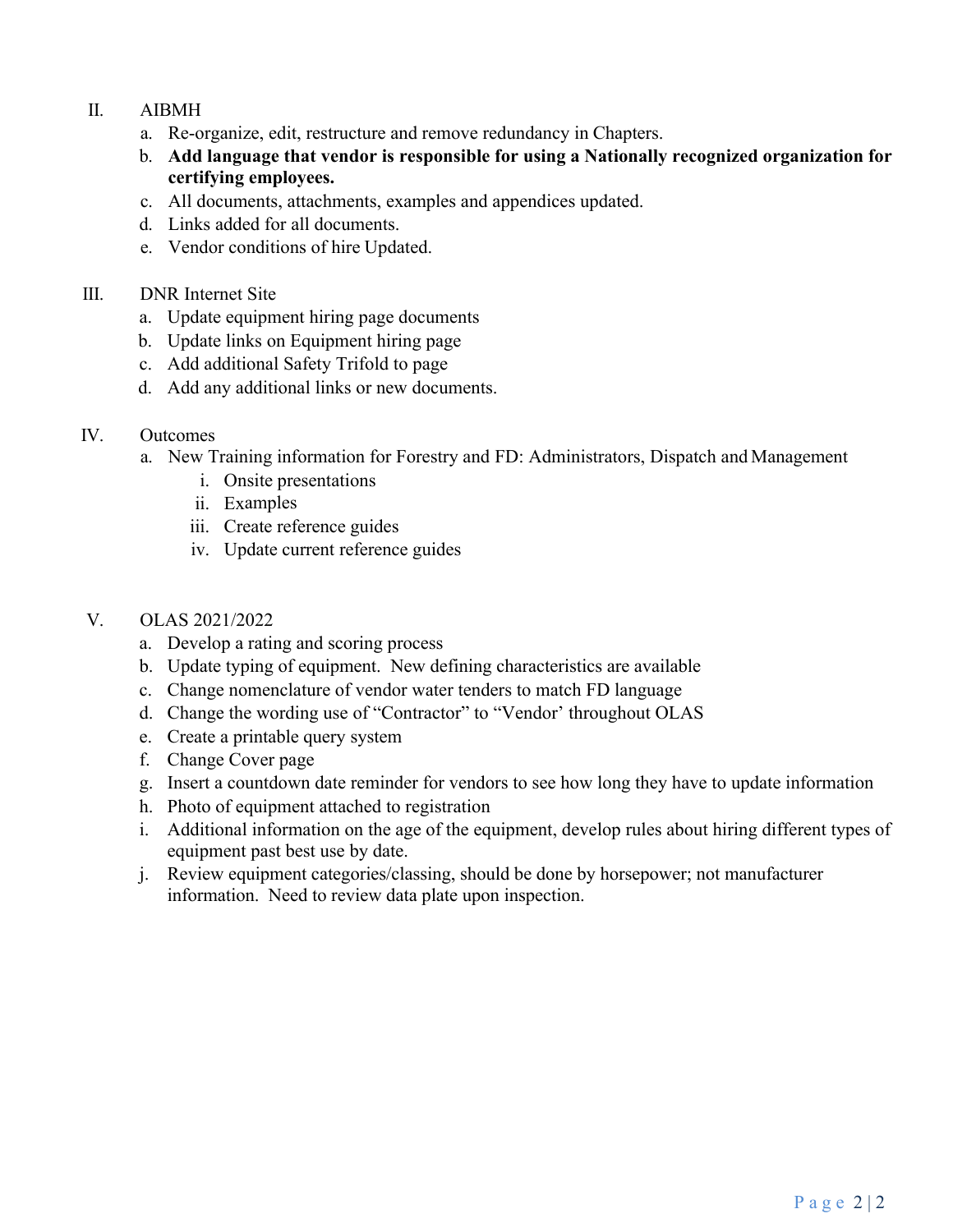II. AIBMH
   a. Re-organize, edit, restructure and remove redundancy in Chapters.
   b. **Add language that vendor is responsible for using a Nationally recognized organization for certifying employees.**
   c. All documents, attachments, examples and appendices updated.
   d. Links added for all documents.
   e. Vendor conditions of hire Updated.

III. DNR Internet Site
   a. Update equipment hiring page documents
   b. Update links on Equipment hiring page
   c. Add additional Safety Trifold to page
   d. Add any additional links or new documents.

IV. Outcomes
   a. New Training information for Forestry and FD: Administrators, Dispatch and Management
      i. Onsite presentations
      ii. Examples
      iii. Create reference guides
      iv. Update current reference guides

V. OLAS 2021/2022
   a. Develop a rating and scoring process
   b. Update typing of equipment. New defining characteristics are available
   c. Change nomenclature of vendor water tenders to match FD language
   d. Change the wording use of "Contractor" to "Vendor' throughout OLAS
   e. Create a printable query system
   f. Change Cover page
   g. Insert a countdown date reminder for vendors to see how long they have to update information
   h. Photo of equipment attached to registration
   i. Additional information on the age of the equipment, develop rules about hiring different types of equipment past best use by date.
   j. Review equipment categories/classing, should be done by horsepower; not manufacturer information. Need to review data plate upon inspection.